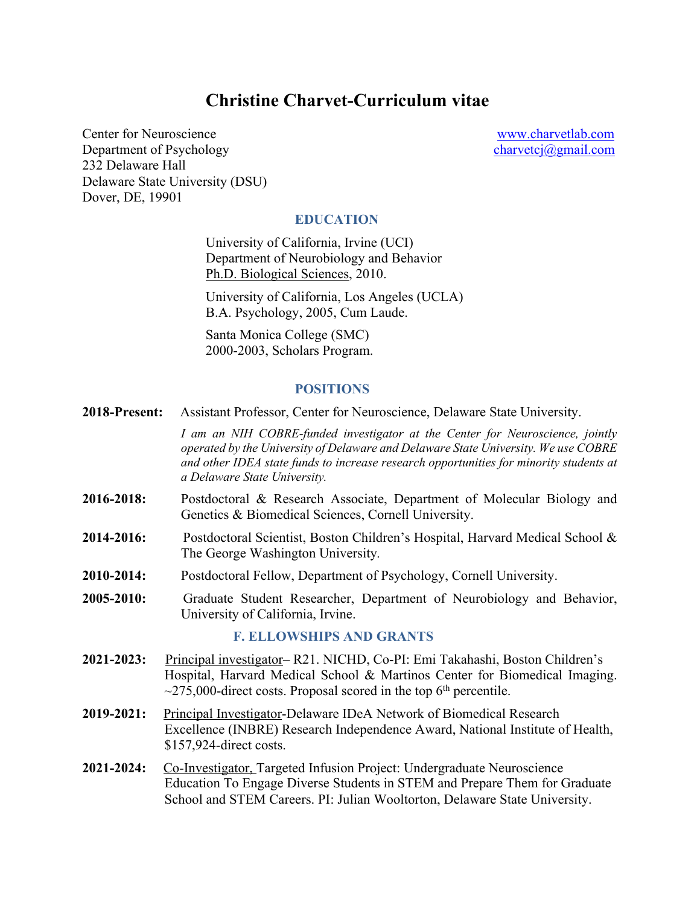# Christine Charvet-Curriculum vitae

Center for Neuroscience
Department of Psychology
232 Delaware Hall
Delaware State University (DSU)
Dover, DE, 19901

www.charvetlab.com
charvetcj@gmail.com

## EDUCATION

University of California, Irvine (UCI)
Department of Neurobiology and Behavior
Ph.D. Biological Sciences, 2010.

University of California, Los Angeles (UCLA)
B.A. Psychology, 2005, Cum Laude.

Santa Monica College (SMC)
2000-2003, Scholars Program.

## POSITIONS

**2018-Present:** Assistant Professor, Center for Neuroscience, Delaware State University.

*I am an NIH COBRE-funded investigator at the Center for Neuroscience, jointly operated by the University of Delaware and Delaware State University. We use COBRE and other IDEA state funds to increase research opportunities for minority students at a Delaware State University.*

**2016-2018:** Postdoctoral & Research Associate, Department of Molecular Biology and Genetics & Biomedical Sciences, Cornell University.

**2014-2016:** Postdoctoral Scientist, Boston Children's Hospital, Harvard Medical School & The George Washington University.

**2010-2014:** Postdoctoral Fellow, Department of Psychology, Cornell University.

**2005-2010:** Graduate Student Researcher, Department of Neurobiology and Behavior, University of California, Irvine.

## F. ELLOWSHIPS AND GRANTS

**2021-2023:** Principal investigator– R21. NICHD, Co-PI: Emi Takahashi, Boston Children's Hospital, Harvard Medical School & Martinos Center for Biomedical Imaging. ~275,000-direct costs. Proposal scored in the top 6$^{th}$ percentile.

**2019-2021:** Principal Investigator-Delaware IDeA Network of Biomedical Research Excellence (INBRE) Research Independence Award, National Institute of Health, $157,924-direct costs.

**2021-2024:** Co-Investigator, Targeted Infusion Project: Undergraduate Neuroscience Education To Engage Diverse Students in STEM and Prepare Them for Graduate School and STEM Careers. PI: Julian Wooltorton, Delaware State University.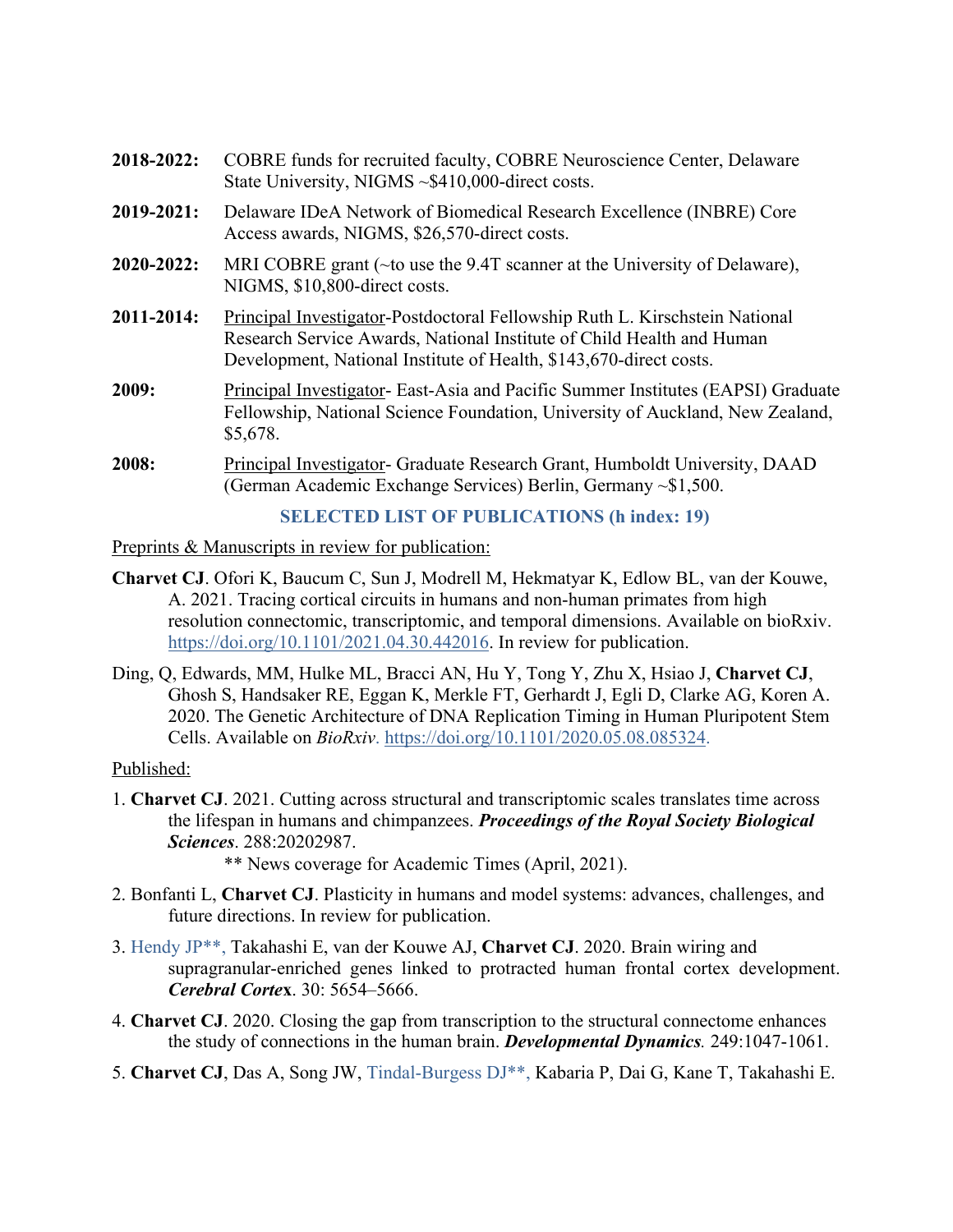**2018-2022:** COBRE funds for recruited faculty, COBRE Neuroscience Center, Delaware State University, NIGMS ~$410,000-direct costs.

**2019-2021:** Delaware IDeA Network of Biomedical Research Excellence (INBRE) Core Access awards, NIGMS, $26,570-direct costs.

**2020-2022:** MRI COBRE grant (~to use the 9.4T scanner at the University of Delaware), NIGMS, $10,800-direct costs.

**2011-2014:** Principal Investigator-Postdoctoral Fellowship Ruth L. Kirschstein National Research Service Awards, National Institute of Child Health and Human Development, National Institute of Health, $143,670-direct costs.

**2009:** Principal Investigator- East-Asia and Pacific Summer Institutes (EAPSI) Graduate Fellowship, National Science Foundation, University of Auckland, New Zealand, $5,678.

**2008:** Principal Investigator- Graduate Research Grant, Humboldt University, DAAD (German Academic Exchange Services) Berlin, Germany ~$1,500.

## SELECTED LIST OF PUBLICATIONS (h index: 19)

Preprints & Manuscripts in review for publication:

**Charvet CJ**. Ofori K, Baucum C, Sun J, Modrell M, Hekmatyar K, Edlow BL, van der Kouwe, A. 2021. Tracing cortical circuits in humans and non-human primates from high resolution connectomic, transcriptomic, and temporal dimensions. Available on bioRxiv. https://doi.org/10.1101/2021.04.30.442016. In review for publication.

Ding, Q, Edwards, MM, Hulke ML, Bracci AN, Hu Y, Tong Y, Zhu X, Hsiao J, **Charvet CJ**, Ghosh S, Handsaker RE, Eggan K, Merkle FT, Gerhardt J, Egli D, Clarke AG, Koren A. 2020. The Genetic Architecture of DNA Replication Timing in Human Pluripotent Stem Cells. Available on *BioRxiv*. https://doi.org/10.1101/2020.05.08.085324.

Published:

1. **Charvet CJ**. 2021. Cutting across structural and transcriptomic scales translates time across the lifespan in humans and chimpanzees. ***Proceedings of the Royal Society Biological Sciences***. 288:20202987.
   ** News coverage for Academic Times (April, 2021).
2. Bonfanti L, **Charvet CJ**. Plasticity in humans and model systems: advances, challenges, and future directions. In review for publication.
3. Hendy JP**, Takahashi E, van der Kouwe AJ, **Charvet CJ**. 2020. Brain wiring and supragranular-enriched genes linked to protracted human frontal cortex development. ***Cerebral Cortex***. 30: 5654–5666.
4. **Charvet CJ**. 2020. Closing the gap from transcription to the structural connectome enhances the study of connections in the human brain. ***Developmental Dynamics.*** 249:1047-1061.
5. **Charvet CJ**, Das A, Song JW, Tindal-Burgess DJ**, Kabaria P, Dai G, Kane T, Takahashi E.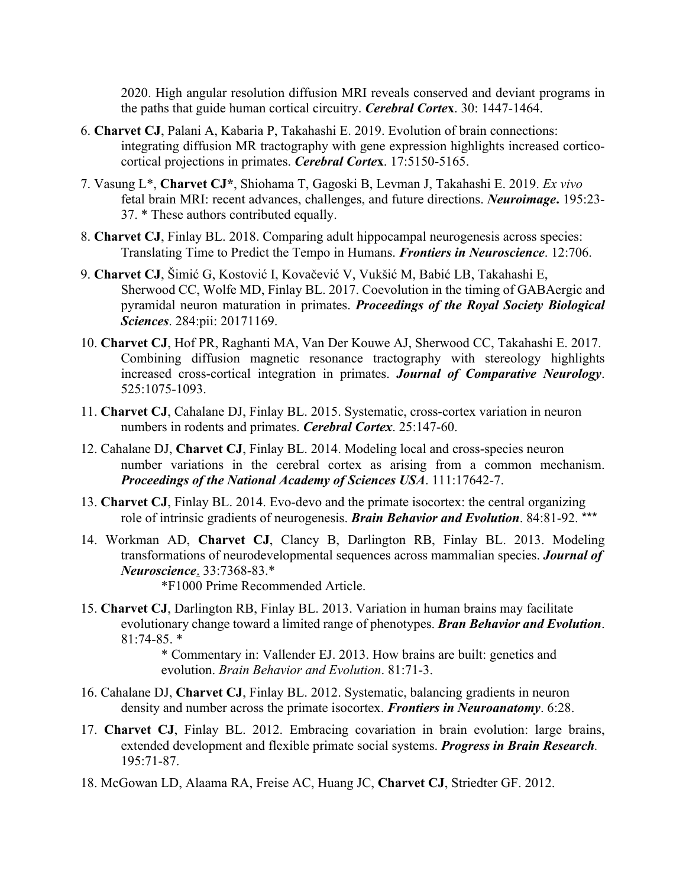2020. High angular resolution diffusion MRI reveals conserved and deviant programs in the paths that guide human cortical circuitry. ***Cerebral Cortex***. 30: 1447-1464.

6. **Charvet CJ**, Palani A, Kabaria P, Takahashi E. 2019. Evolution of brain connections: integrating diffusion MR tractography with gene expression highlights increased cortico-cortical projections in primates. ***Cerebral Cortex***. 17:5150-5165.

7. Vasung L*, **Charvet CJ***, Shiohama T, Gagoski B, Levman J, Takahashi E. 2019. *Ex vivo* fetal brain MRI: recent advances, challenges, and future directions. ***Neuroimage***. 195:23-37. * These authors contributed equally.

8. **Charvet CJ**, Finlay BL. 2018. Comparing adult hippocampal neurogenesis across species: Translating Time to Predict the Tempo in Humans. ***Frontiers in Neuroscience***. 12:706.

9. **Charvet CJ**, Šimić G, Kostović I, Kovačević V, Vukšić M, Babić LB, Takahashi E, Sherwood CC, Wolfe MD, Finlay BL. 2017. Coevolution in the timing of GABAergic and pyramidal neuron maturation in primates. ***Proceedings of the Royal Society Biological Sciences***. 284:pii: 20171169.

10. **Charvet CJ**, Hof PR, Raghanti MA, Van Der Kouwe AJ, Sherwood CC, Takahashi E. 2017. Combining diffusion magnetic resonance tractography with stereology highlights increased cross-cortical integration in primates. ***Journal of Comparative Neurology***. 525:1075-1093.

11. **Charvet CJ**, Cahalane DJ, Finlay BL. 2015. Systematic, cross-cortex variation in neuron numbers in rodents and primates. ***Cerebral Cortex***. 25:147-60.

12. Cahalane DJ, **Charvet CJ**, Finlay BL. 2014. Modeling local and cross-species neuron number variations in the cerebral cortex as arising from a common mechanism. ***Proceedings of the National Academy of Sciences USA***. 111:17642-7.

13. **Charvet CJ**, Finlay BL. 2014. Evo-devo and the primate isocortex: the central organizing role of intrinsic gradients of neurogenesis. ***Brain Behavior and Evolution***. 84:81-92. ***

14. Workman AD, **Charvet CJ**, Clancy B, Darlington RB, Finlay BL. 2013. Modeling transformations of neurodevelopmental sequences across mammalian species. ***Journal of Neuroscience***. 33:7368-83.*

    *F1000 Prime Recommended Article.

15. **Charvet CJ**, Darlington RB, Finlay BL. 2013. Variation in human brains may facilitate evolutionary change toward a limited range of phenotypes. ***Bran Behavior and Evolution***. 81:74-85. *

    * Commentary in: Vallender EJ. 2013. How brains are built: genetics and evolution. *Brain Behavior and Evolution*. 81:71-3.

16. Cahalane DJ, **Charvet CJ**, Finlay BL. 2012. Systematic, balancing gradients in neuron density and number across the primate isocortex. ***Frontiers in Neuroanatomy***. 6:28.

17. **Charvet CJ**, Finlay BL. 2012. Embracing covariation in brain evolution: large brains, extended development and flexible primate social systems. ***Progress in Brain Research***. 195:71-87.

18. McGowan LD, Alaama RA, Freise AC, Huang JC, **Charvet CJ**, Striedter GF. 2012.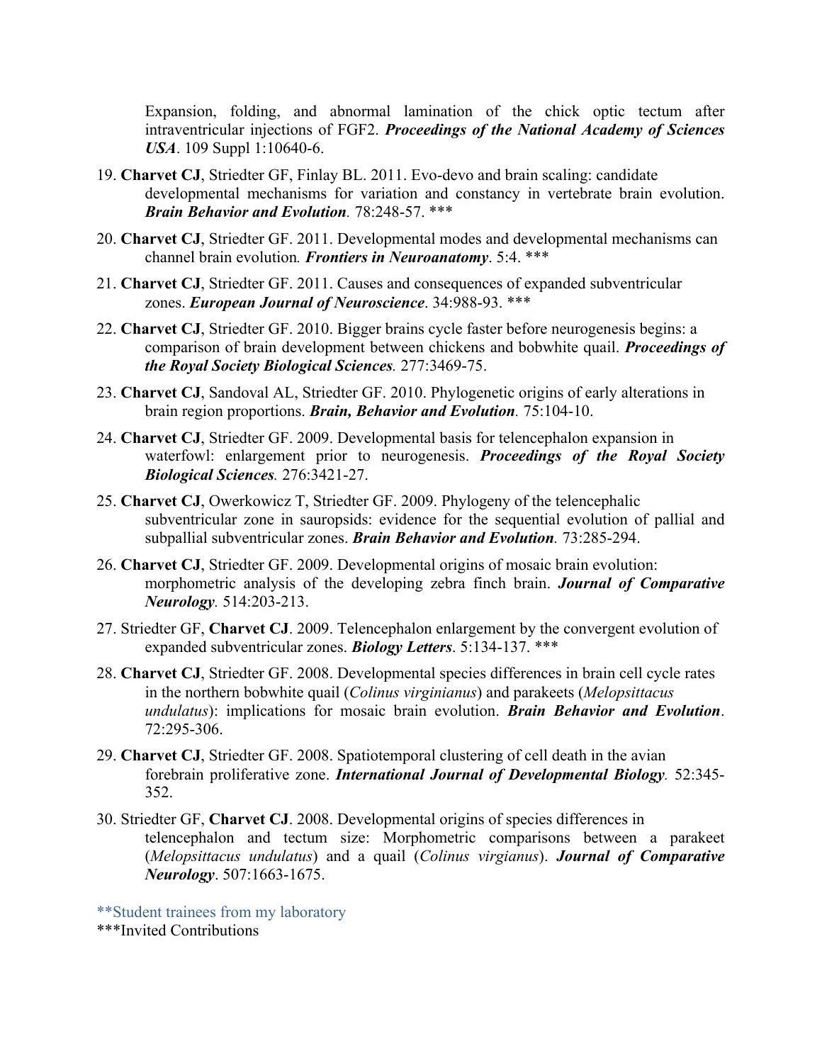Expansion, folding, and abnormal lamination of the chick optic tectum after intraventricular injections of FGF2. ***Proceedings of the National Academy of Sciences USA***. 109 Suppl 1:10640-6.

19. **Charvet CJ**, Striedter GF, Finlay BL. 2011. Evo-devo and brain scaling: candidate developmental mechanisms for variation and constancy in vertebrate brain evolution. ***Brain Behavior and Evolution***. 78:248-57. ***

20. **Charvet CJ**, Striedter GF. 2011. Developmental modes and developmental mechanisms can channel brain evolution. ***Frontiers in Neuroanatomy***. 5:4. ***

21. **Charvet CJ**, Striedter GF. 2011. Causes and consequences of expanded subventricular zones. ***European Journal of Neuroscience***. 34:988-93. ***

22. **Charvet CJ**, Striedter GF. 2010. Bigger brains cycle faster before neurogenesis begins: a comparison of brain development between chickens and bobwhite quail. ***Proceedings of the Royal Society Biological Sciences***. 277:3469-75.

23. **Charvet CJ**, Sandoval AL, Striedter GF. 2010. Phylogenetic origins of early alterations in brain region proportions. ***Brain, Behavior and Evolution***. 75:104-10.

24. **Charvet CJ**, Striedter GF. 2009. Developmental basis for telencephalon expansion in waterfowl: enlargement prior to neurogenesis. ***Proceedings of the Royal Society Biological Sciences***. 276:3421-27.

25. **Charvet CJ**, Owerkowicz T, Striedter GF. 2009. Phylogeny of the telencephalic subventricular zone in sauropsids: evidence for the sequential evolution of pallial and subpallial subventricular zones. ***Brain Behavior and Evolution***. 73:285-294.

26. **Charvet CJ**, Striedter GF. 2009. Developmental origins of mosaic brain evolution: morphometric analysis of the developing zebra finch brain. ***Journal of Comparative Neurology***. 514:203-213.

27. Striedter GF, **Charvet CJ**. 2009. Telencephalon enlargement by the convergent evolution of expanded subventricular zones. ***Biology Letters***. 5:134-137. ***

28. **Charvet CJ**, Striedter GF. 2008. Developmental species differences in brain cell cycle rates in the northern bobwhite quail (*Colinus virginianus*) and parakeets (*Melopsittacus undulatus*): implications for mosaic brain evolution. ***Brain Behavior and Evolution***. 72:295-306.

29. **Charvet CJ**, Striedter GF. 2008. Spatiotemporal clustering of cell death in the avian forebrain proliferative zone. ***International Journal of Developmental Biology***. 52:345-352.

30. Striedter GF, **Charvet CJ**. 2008. Developmental origins of species differences in telencephalon and tectum size: Morphometric comparisons between a parakeet (*Melopsittacus undulatus*) and a quail (*Colinus virgianus*). ***Journal of Comparative Neurology***. 507:1663-1675.

**Student trainees from my laboratory
***Invited Contributions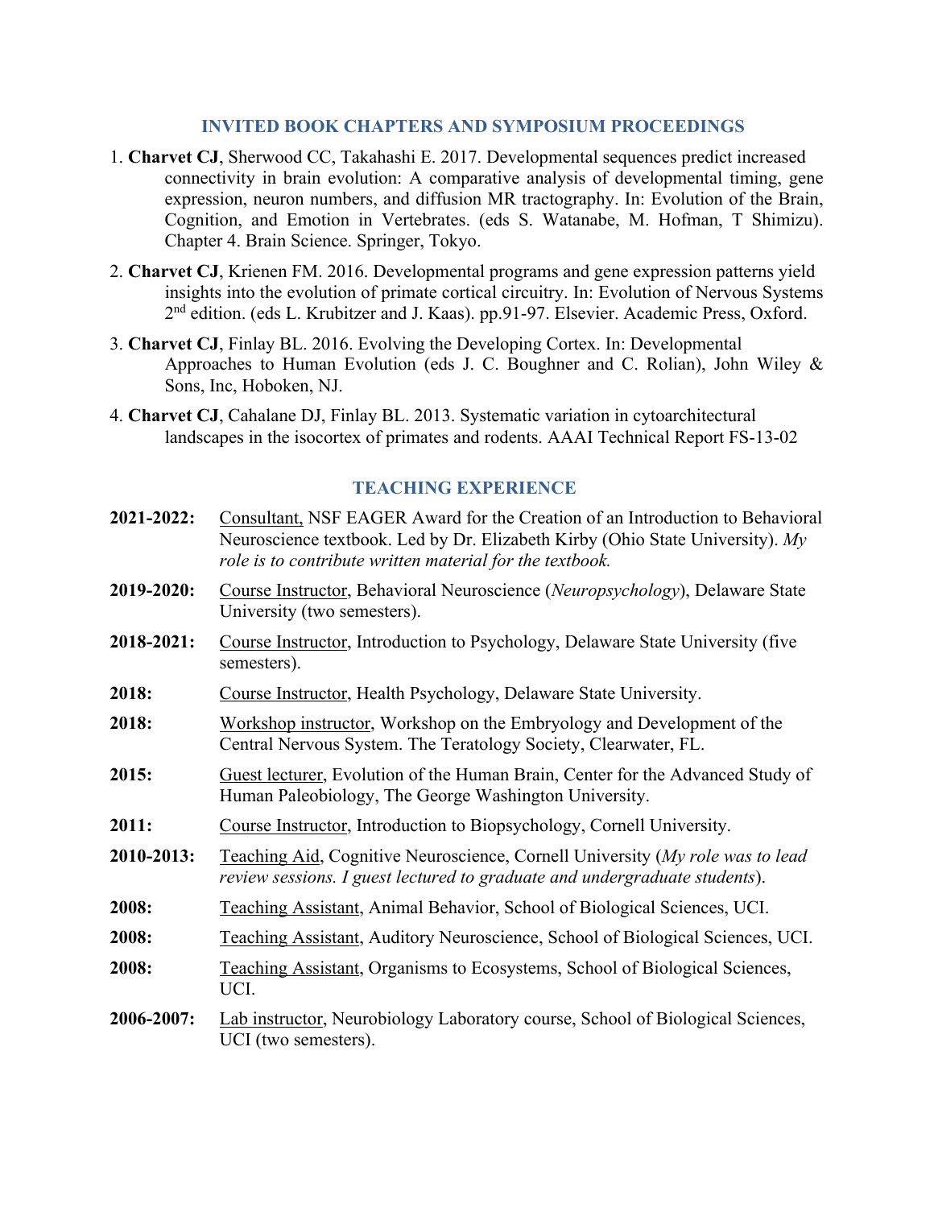## INVITED BOOK CHAPTERS AND SYMPOSIUM PROCEEDINGS

1. **Charvet CJ**, Sherwood CC, Takahashi E. 2017. Developmental sequences predict increased connectivity in brain evolution: A comparative analysis of developmental timing, gene expression, neuron numbers, and diffusion MR tractography. In: Evolution of the Brain, Cognition, and Emotion in Vertebrates. (eds S. Watanabe, M. Hofman, T Shimizu). Chapter 4. Brain Science. Springer, Tokyo.
2. **Charvet CJ**, Krienen FM. 2016. Developmental programs and gene expression patterns yield insights into the evolution of primate cortical circuitry. In: Evolution of Nervous Systems 2nd edition. (eds L. Krubitzer and J. Kaas). pp.91-97. Elsevier. Academic Press, Oxford.
3. **Charvet CJ**, Finlay BL. 2016. Evolving the Developing Cortex. In: Developmental Approaches to Human Evolution (eds J. C. Boughner and C. Rolian), John Wiley & Sons, Inc, Hoboken, NJ.
4. **Charvet CJ**, Cahalane DJ, Finlay BL. 2013. Systematic variation in cytoarchitectural landscapes in the isocortex of primates and rodents. AAAI Technical Report FS-13-02

## TEACHING EXPERIENCE

**2021-2022:** Consultant, NSF EAGER Award for the Creation of an Introduction to Behavioral Neuroscience textbook. Led by Dr. Elizabeth Kirby (Ohio State University). *My role is to contribute written material for the textbook.*

**2019-2020:** Course Instructor, Behavioral Neuroscience (*Neuropsychology*), Delaware State University (two semesters).

**2018-2021:** Course Instructor, Introduction to Psychology, Delaware State University (five semesters).

**2018:** Course Instructor, Health Psychology, Delaware State University.

**2018:** Workshop instructor, Workshop on the Embryology and Development of the Central Nervous System. The Teratology Society, Clearwater, FL.

**2015:** Guest lecturer, Evolution of the Human Brain, Center for the Advanced Study of Human Paleobiology, The George Washington University.

**2011:** Course Instructor, Introduction to Biopsychology, Cornell University.

**2010-2013:** Teaching Aid, Cognitive Neuroscience, Cornell University (*My role was to lead review sessions. I guest lectured to graduate and undergraduate students*).

**2008:** Teaching Assistant, Animal Behavior, School of Biological Sciences, UCI.

**2008:** Teaching Assistant, Auditory Neuroscience, School of Biological Sciences, UCI.

**2008:** Teaching Assistant, Organisms to Ecosystems, School of Biological Sciences, UCI.

**2006-2007:** Lab instructor, Neurobiology Laboratory course, School of Biological Sciences, UCI (two semesters).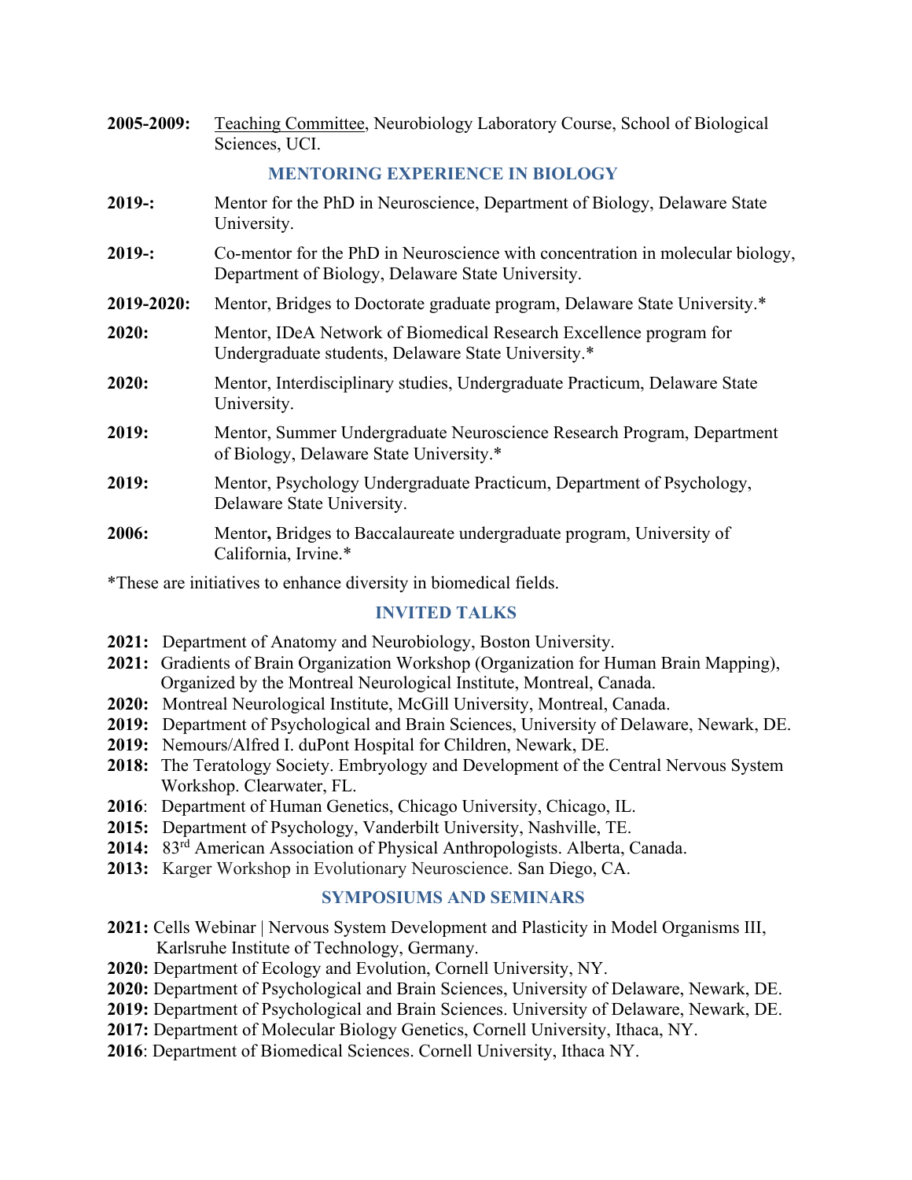**2005-2009:** Teaching Committee, Neurobiology Laboratory Course, School of Biological Sciences, UCI.

## MENTORING EXPERIENCE IN BIOLOGY

**2019-:** Mentor for the PhD in Neuroscience, Department of Biology, Delaware State University.

**2019-:** Co-mentor for the PhD in Neuroscience with concentration in molecular biology, Department of Biology, Delaware State University.

**2019-2020:** Mentor, Bridges to Doctorate graduate program, Delaware State University.*

**2020:** Mentor, IDeA Network of Biomedical Research Excellence program for Undergraduate students, Delaware State University.*

**2020:** Mentor, Interdisciplinary studies, Undergraduate Practicum, Delaware State University.

**2019:** Mentor, Summer Undergraduate Neuroscience Research Program, Department of Biology, Delaware State University.*

**2019:** Mentor, Psychology Undergraduate Practicum, Department of Psychology, Delaware State University.

**2006:** Mentor**,** Bridges to Baccalaureate undergraduate program, University of California, Irvine.*

*These are initiatives to enhance diversity in biomedical fields.

## INVITED TALKS

- **2021:** Department of Anatomy and Neurobiology, Boston University.
- **2021:** Gradients of Brain Organization Workshop (Organization for Human Brain Mapping), Organized by the Montreal Neurological Institute, Montreal, Canada.
- **2020:** Montreal Neurological Institute, McGill University, Montreal, Canada.
- **2019:** Department of Psychological and Brain Sciences, University of Delaware, Newark, DE.
- **2019:** Nemours/Alfred I. duPont Hospital for Children, Newark, DE.
- **2018:** The Teratology Society. Embryology and Development of the Central Nervous System Workshop. Clearwater, FL.
- **2016**: Department of Human Genetics, Chicago University, Chicago, IL.
- **2015:** Department of Psychology, Vanderbilt University, Nashville, TE.
- **2014:** 83rd American Association of Physical Anthropologists. Alberta, Canada.
- **2013:** Karger Workshop in Evolutionary Neuroscience. San Diego, CA.

## SYMPOSIUMS AND SEMINARS

- **2021:** Cells Webinar | Nervous System Development and Plasticity in Model Organisms III, Karlsruhe Institute of Technology, Germany.
- **2020:** Department of Ecology and Evolution, Cornell University, NY.
- **2020:** Department of Psychological and Brain Sciences, University of Delaware, Newark, DE.
- **2019:** Department of Psychological and Brain Sciences. University of Delaware, Newark, DE.
- **2017:** Department of Molecular Biology Genetics, Cornell University, Ithaca, NY.
- **2016**: Department of Biomedical Sciences. Cornell University, Ithaca NY.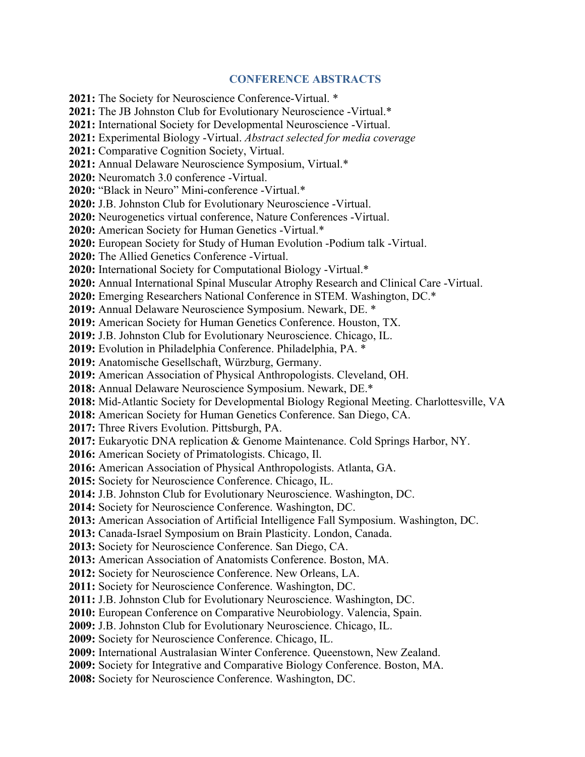## CONFERENCE ABSTRACTS

**2021:** The Society for Neuroscience Conference-Virtual. *
**2021:** The JB Johnston Club for Evolutionary Neuroscience -Virtual.*
**2021:** International Society for Developmental Neuroscience -Virtual.
**2021:** Experimental Biology -Virtual. *Abstract selected for media coverage*
**2021:** Comparative Cognition Society, Virtual.
**2021:** Annual Delaware Neuroscience Symposium, Virtual.*
**2020:** Neuromatch 3.0 conference -Virtual.
**2020:** "Black in Neuro" Mini-conference -Virtual.*
**2020:** J.B. Johnston Club for Evolutionary Neuroscience -Virtual.
**2020:** Neurogenetics virtual conference, Nature Conferences -Virtual.
**2020:** American Society for Human Genetics -Virtual.*
**2020:** European Society for Study of Human Evolution -Podium talk -Virtual.
**2020:** The Allied Genetics Conference -Virtual.
**2020:** International Society for Computational Biology -Virtual.*
**2020:** Annual International Spinal Muscular Atrophy Research and Clinical Care -Virtual.
**2020:** Emerging Researchers National Conference in STEM. Washington, DC.*
**2019:** Annual Delaware Neuroscience Symposium. Newark, DE. *
**2019:** American Society for Human Genetics Conference. Houston, TX.
**2019:** J.B. Johnston Club for Evolutionary Neuroscience. Chicago, IL.
**2019:** Evolution in Philadelphia Conference. Philadelphia, PA. *
**2019:** Anatomische Gesellschaft, Würzburg, Germany.
**2019:** American Association of Physical Anthropologists. Cleveland, OH.
**2018:** Annual Delaware Neuroscience Symposium. Newark, DE.*
**2018:** Mid-Atlantic Society for Developmental Biology Regional Meeting. Charlottesville, VA
**2018:** American Society for Human Genetics Conference. San Diego, CA.
**2017:** Three Rivers Evolution. Pittsburgh, PA.
**2017:** Eukaryotic DNA replication & Genome Maintenance. Cold Springs Harbor, NY.
**2016:** American Society of Primatologists. Chicago, Il.
**2016:** American Association of Physical Anthropologists. Atlanta, GA.
**2015:** Society for Neuroscience Conference. Chicago, IL.
**2014:** J.B. Johnston Club for Evolutionary Neuroscience. Washington, DC.
**2014:** Society for Neuroscience Conference. Washington, DC.
**2013:** American Association of Artificial Intelligence Fall Symposium. Washington, DC.
**2013:** Canada-Israel Symposium on Brain Plasticity. London, Canada.
**2013:** Society for Neuroscience Conference. San Diego, CA.
**2013:** American Association of Anatomists Conference. Boston, MA.
**2012:** Society for Neuroscience Conference. New Orleans, LA.
**2011:** Society for Neuroscience Conference. Washington, DC.
**2011:** J.B. Johnston Club for Evolutionary Neuroscience. Washington, DC.
**2010:** European Conference on Comparative Neurobiology. Valencia, Spain.
**2009:** J.B. Johnston Club for Evolutionary Neuroscience. Chicago, IL.
**2009:** Society for Neuroscience Conference. Chicago, IL.
**2009:** International Australasian Winter Conference. Queenstown, New Zealand.
**2009:** Society for Integrative and Comparative Biology Conference. Boston, MA.
**2008:** Society for Neuroscience Conference. Washington, DC.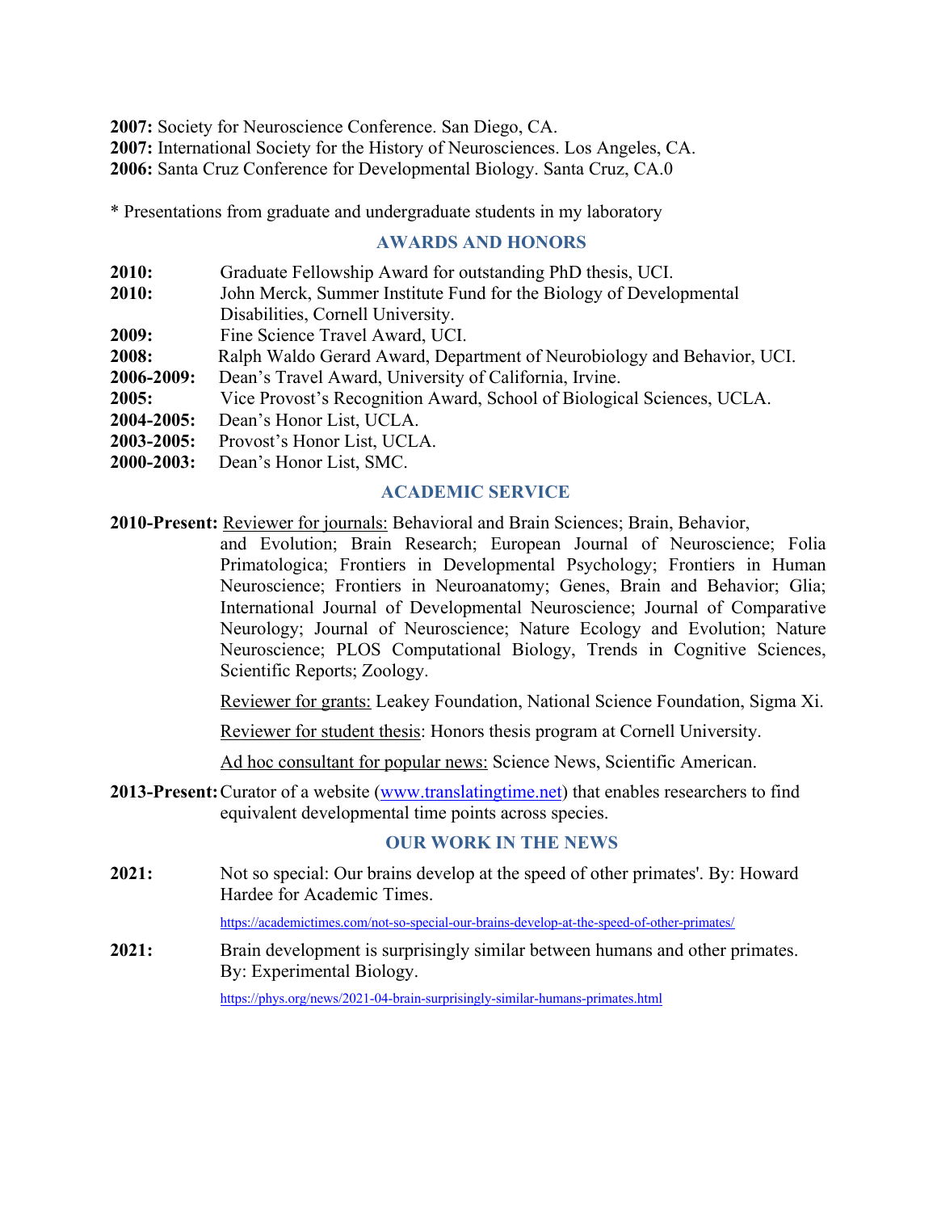**2007:** Society for Neuroscience Conference. San Diego, CA.
**2007:** International Society for the History of Neurosciences. Los Angeles, CA.
**2006:** Santa Cruz Conference for Developmental Biology. Santa Cruz, CA.0

* Presentations from graduate and undergraduate students in my laboratory

## AWARDS AND HONORS

**2010:** Graduate Fellowship Award for outstanding PhD thesis, UCI.
**2010:** John Merck, Summer Institute Fund for the Biology of Developmental Disabilities, Cornell University.
**2009:** Fine Science Travel Award, UCI.
**2008:** Ralph Waldo Gerard Award, Department of Neurobiology and Behavior, UCI.
**2006-2009:** Dean's Travel Award, University of California, Irvine.
**2005:** Vice Provost's Recognition Award, School of Biological Sciences, UCLA.
**2004-2005:** Dean's Honor List, UCLA.
**2003-2005:** Provost's Honor List, UCLA.
**2000-2003:** Dean's Honor List, SMC.

## ACADEMIC SERVICE

**2010-Present:** Reviewer for journals: Behavioral and Brain Sciences; Brain, Behavior, and Evolution; Brain Research; European Journal of Neuroscience; Folia Primatologica; Frontiers in Developmental Psychology; Frontiers in Human Neuroscience; Frontiers in Neuroanatomy; Genes, Brain and Behavior; Glia; International Journal of Developmental Neuroscience; Journal of Comparative Neurology; Journal of Neuroscience; Nature Ecology and Evolution; Nature Neuroscience; PLOS Computational Biology, Trends in Cognitive Sciences, Scientific Reports; Zoology.

Reviewer for grants: Leakey Foundation, National Science Foundation, Sigma Xi.

Reviewer for student thesis: Honors thesis program at Cornell University.

Ad hoc consultant for popular news: Science News, Scientific American.

**2013-Present:** Curator of a website (www.translatingtime.net) that enables researchers to find equivalent developmental time points across species.

## OUR WORK IN THE NEWS

**2021:** Not so special: Our brains develop at the speed of other primates'. By: Howard Hardee for Academic Times.

https://academictimes.com/not-so-special-our-brains-develop-at-the-speed-of-other-primates/

**2021:** Brain development is surprisingly similar between humans and other primates. By: Experimental Biology.

https://phys.org/news/2021-04-brain-surprisingly-similar-humans-primates.html